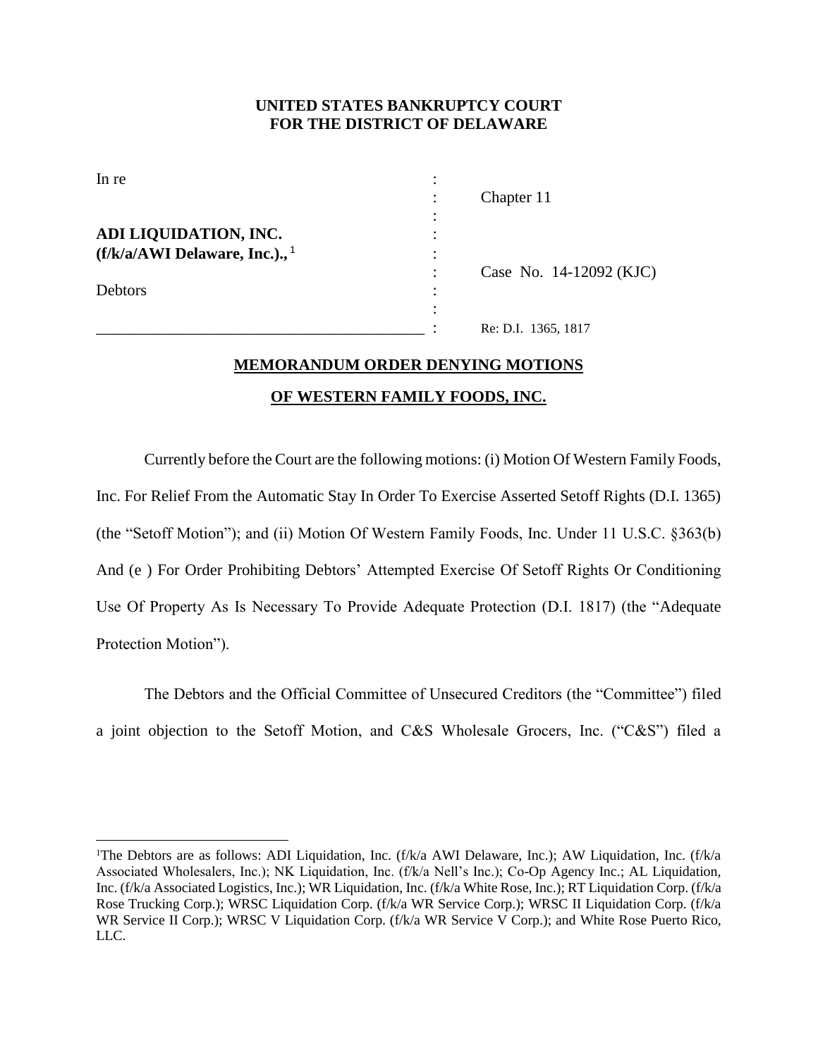**UNITED STATES BANKRUPTCY COURT**
**FOR THE DISTRICT OF DELAWARE**

| | | |
|---|---|---|
| In re | : | |
| | : | Chapter 11 |
| | : | |
| **ADI LIQUIDATION, INC.** | : | |
| **(f/k/a/AWI Delaware, Inc.).,** [1] | : | |
| | : | Case No. 14-12092 (KJC) |
| Debtors | : | |
| | : | |
| ___________________________________________ | : | Re: D.I. 1365, 1817 |

**MEMORANDUM ORDER DENYING MOTIONS**

**OF WESTERN FAMILY FOODS, INC.**

Currently before the Court are the following motions: (i) Motion Of Western Family Foods, Inc. For Relief From the Automatic Stay In Order To Exercise Asserted Setoff Rights (D.I. 1365) (the "Setoff Motion"); and (ii) Motion Of Western Family Foods, Inc. Under 11 U.S.C. §363(b) And (e ) For Order Prohibiting Debtors' Attempted Exercise Of Setoff Rights Or Conditioning Use Of Property As Is Necessary To Provide Adequate Protection (D.I. 1817) (the "Adequate Protection Motion").

The Debtors and the Official Committee of Unsecured Creditors (the "Committee") filed a joint objection to the Setoff Motion, and C&S Wholesale Grocers, Inc. ("C&S") filed a

---

[1]The Debtors are as follows: ADI Liquidation, Inc. (f/k/a AWI Delaware, Inc.); AW Liquidation, Inc. (f/k/a Associated Wholesalers, Inc.); NK Liquidation, Inc. (f/k/a Nell's Inc.); Co-Op Agency Inc.; AL Liquidation, Inc. (f/k/a Associated Logistics, Inc.); WR Liquidation, Inc. (f/k/a White Rose, Inc.); RT Liquidation Corp. (f/k/a Rose Trucking Corp.); WRSC Liquidation Corp. (f/k/a WR Service Corp.); WRSC II Liquidation Corp. (f/k/a WR Service II Corp.); WRSC V Liquidation Corp. (f/k/a WR Service V Corp.); and White Rose Puerto Rico, LLC.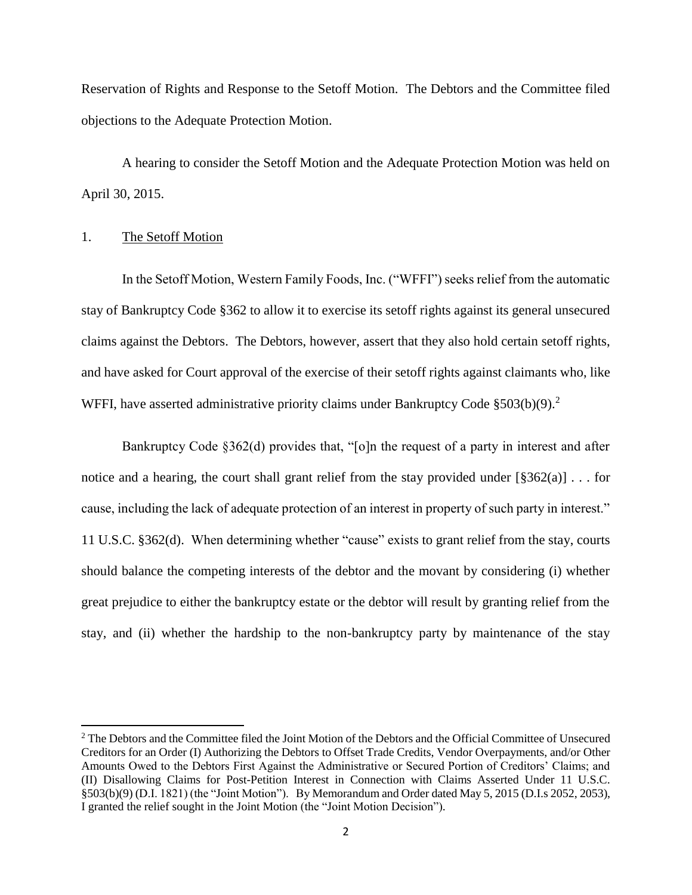Reservation of Rights and Response to the Setoff Motion. The Debtors and the Committee filed objections to the Adequate Protection Motion.

A hearing to consider the Setoff Motion and the Adequate Protection Motion was held on April 30, 2015.

1. The Setoff Motion

In the Setoff Motion, Western Family Foods, Inc. ("WFFI") seeks relief from the automatic stay of Bankruptcy Code §362 to allow it to exercise its setoff rights against its general unsecured claims against the Debtors. The Debtors, however, assert that they also hold certain setoff rights, and have asked for Court approval of the exercise of their setoff rights against claimants who, like WFFI, have asserted administrative priority claims under Bankruptcy Code §503(b)(9).[2]

Bankruptcy Code §362(d) provides that, "[o]n the request of a party in interest and after notice and a hearing, the court shall grant relief from the stay provided under [§362(a)] . . . for cause, including the lack of adequate protection of an interest in property of such party in interest." 11 U.S.C. §362(d). When determining whether "cause" exists to grant relief from the stay, courts should balance the competing interests of the debtor and the movant by considering (i) whether great prejudice to either the bankruptcy estate or the debtor will result by granting relief from the stay, and (ii) whether the hardship to the non-bankruptcy party by maintenance of the stay

[2] The Debtors and the Committee filed the Joint Motion of the Debtors and the Official Committee of Unsecured Creditors for an Order (I) Authorizing the Debtors to Offset Trade Credits, Vendor Overpayments, and/or Other Amounts Owed to the Debtors First Against the Administrative or Secured Portion of Creditors' Claims; and (II) Disallowing Claims for Post-Petition Interest in Connection with Claims Asserted Under 11 U.S.C. §503(b)(9) (D.I. 1821) (the "Joint Motion"). By Memorandum and Order dated May 5, 2015 (D.I.s 2052, 2053), I granted the relief sought in the Joint Motion (the "Joint Motion Decision").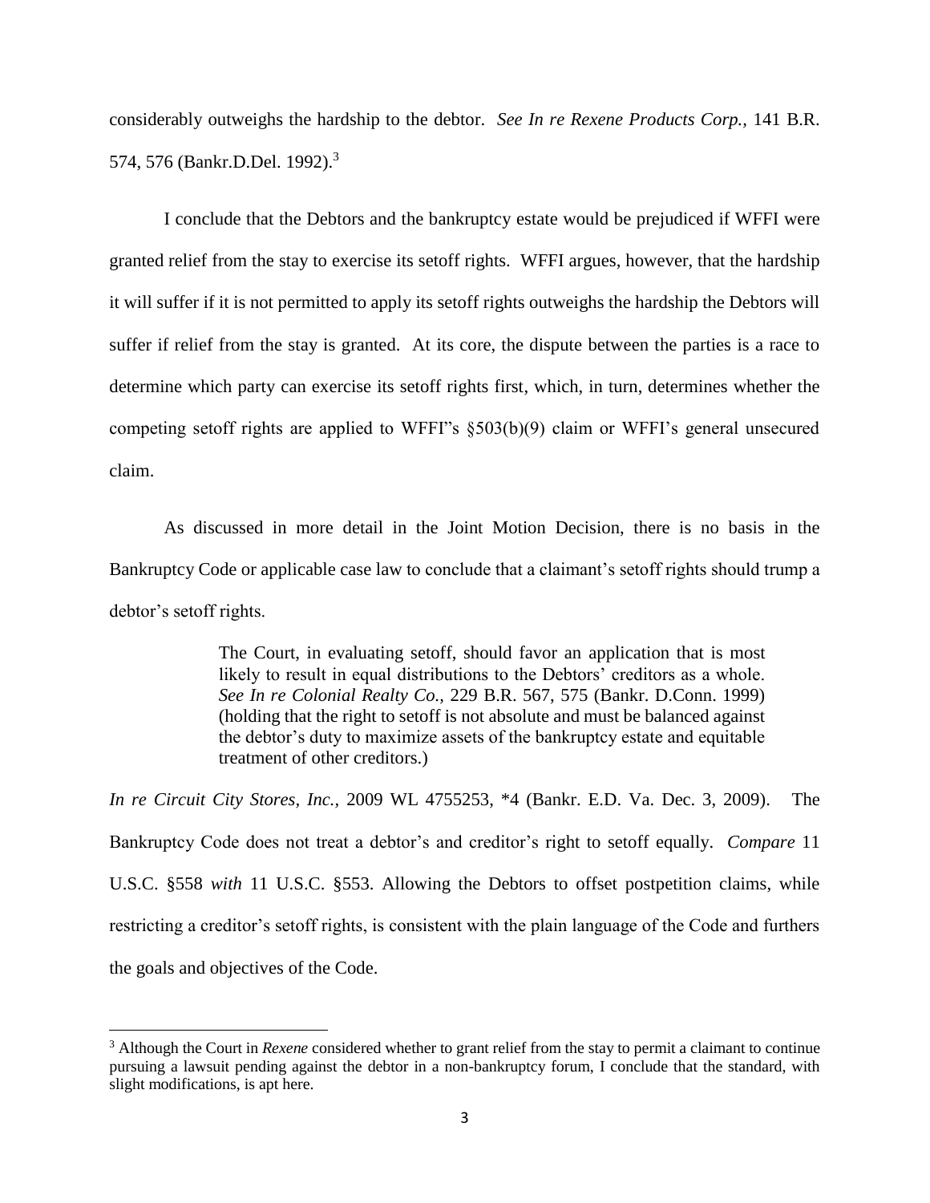considerably outweighs the hardship to the debtor. *See In re Rexene Products Corp.,* 141 B.R. 574, 576 (Bankr.D.Del. 1992).[3]

I conclude that the Debtors and the bankruptcy estate would be prejudiced if WFFI were granted relief from the stay to exercise its setoff rights. WFFI argues, however, that the hardship it will suffer if it is not permitted to apply its setoff rights outweighs the hardship the Debtors will suffer if relief from the stay is granted. At its core, the dispute between the parties is a race to determine which party can exercise its setoff rights first, which, in turn, determines whether the competing setoff rights are applied to WFFI"s §503(b)(9) claim or WFFI's general unsecured claim.

As discussed in more detail in the Joint Motion Decision, there is no basis in the Bankruptcy Code or applicable case law to conclude that a claimant's setoff rights should trump a debtor's setoff rights.

> The Court, in evaluating setoff, should favor an application that is most likely to result in equal distributions to the Debtors' creditors as a whole. *See In re Colonial Realty Co.,* 229 B.R. 567, 575 (Bankr. D.Conn. 1999) (holding that the right to setoff is not absolute and must be balanced against the debtor's duty to maximize assets of the bankruptcy estate and equitable treatment of other creditors.)

*In re Circuit City Stores, Inc.,* 2009 WL 4755253, *4 (Bankr. E.D. Va. Dec. 3, 2009). The Bankruptcy Code does not treat a debtor's and creditor's right to setoff equally. *Compare* 11 U.S.C. §558 *with* 11 U.S.C. §553. Allowing the Debtors to offset postpetition claims, while restricting a creditor's setoff rights, is consistent with the plain language of the Code and furthers the goals and objectives of the Code.

---

[3] Although the Court in *Rexene* considered whether to grant relief from the stay to permit a claimant to continue pursuing a lawsuit pending against the debtor in a non-bankruptcy forum, I conclude that the standard, with slight modifications, is apt here.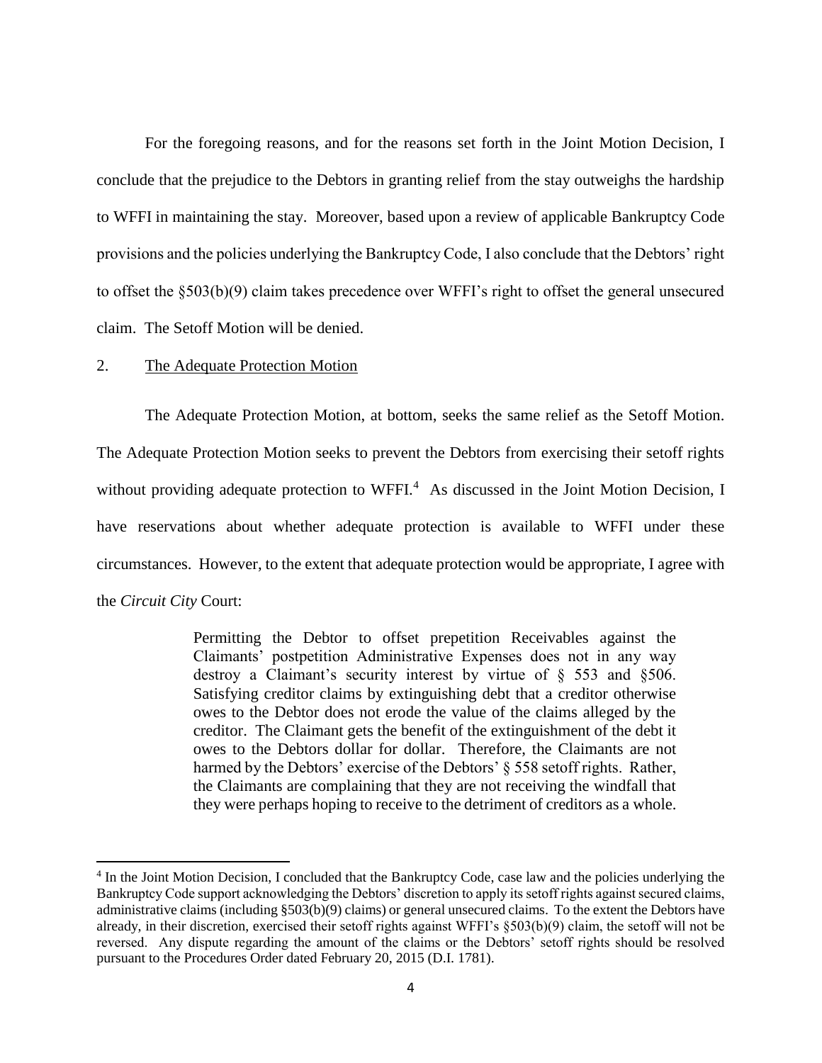For the foregoing reasons, and for the reasons set forth in the Joint Motion Decision, I conclude that the prejudice to the Debtors in granting relief from the stay outweighs the hardship to WFFI in maintaining the stay. Moreover, based upon a review of applicable Bankruptcy Code provisions and the policies underlying the Bankruptcy Code, I also conclude that the Debtors' right to offset the §503(b)(9) claim takes precedence over WFFI's right to offset the general unsecured claim. The Setoff Motion will be denied.

2. <u>The Adequate Protection Motion</u>

The Adequate Protection Motion, at bottom, seeks the same relief as the Setoff Motion. The Adequate Protection Motion seeks to prevent the Debtors from exercising their setoff rights without providing adequate protection to WFFI.[4] As discussed in the Joint Motion Decision, I have reservations about whether adequate protection is available to WFFI under these circumstances. However, to the extent that adequate protection would be appropriate, I agree with the *Circuit City* Court:

> Permitting the Debtor to offset prepetition Receivables against the Claimants' postpetition Administrative Expenses does not in any way destroy a Claimant's security interest by virtue of § 553 and §506. Satisfying creditor claims by extinguishing debt that a creditor otherwise owes to the Debtor does not erode the value of the claims alleged by the creditor. The Claimant gets the benefit of the extinguishment of the debt it owes to the Debtors dollar for dollar. Therefore, the Claimants are not harmed by the Debtors' exercise of the Debtors' § 558 setoff rights. Rather, the Claimants are complaining that they are not receiving the windfall that they were perhaps hoping to receive to the detriment of creditors as a whole.

---

[4] In the Joint Motion Decision, I concluded that the Bankruptcy Code, case law and the policies underlying the Bankruptcy Code support acknowledging the Debtors' discretion to apply its setoff rights against secured claims, administrative claims (including §503(b)(9) claims) or general unsecured claims. To the extent the Debtors have already, in their discretion, exercised their setoff rights against WFFI's §503(b)(9) claim, the setoff will not be reversed. Any dispute regarding the amount of the claims or the Debtors' setoff rights should be resolved pursuant to the Procedures Order dated February 20, 2015 (D.I. 1781).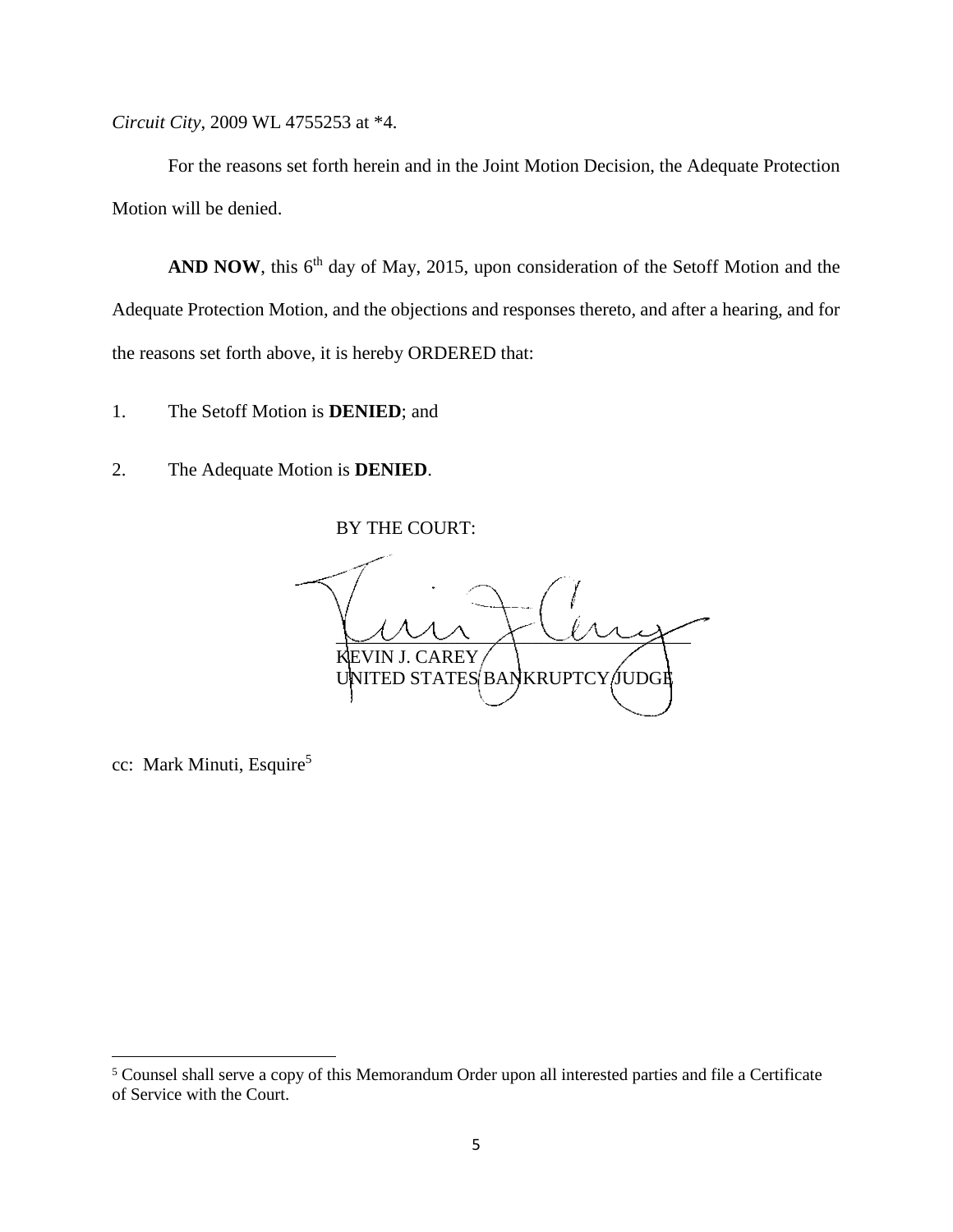*Circuit City*, 2009 WL 4755253 at *4.

For the reasons set forth herein and in the Joint Motion Decision, the Adequate Protection Motion will be denied.

**AND NOW**, this 6th day of May, 2015, upon consideration of the Setoff Motion and the Adequate Protection Motion, and the objections and responses thereto, and after a hearing, and for the reasons set forth above, it is hereby ORDERED that:

1. The Setoff Motion is **DENIED**; and

2. The Adequate Motion is **DENIED**.

BY THE COURT:

KEVIN J. CAREY
UNITED STATES BANKRUPTCY JUDGE

cc: Mark Minuti, Esquire[5]

---

[5] Counsel shall serve a copy of this Memorandum Order upon all interested parties and file a Certificate of Service with the Court.